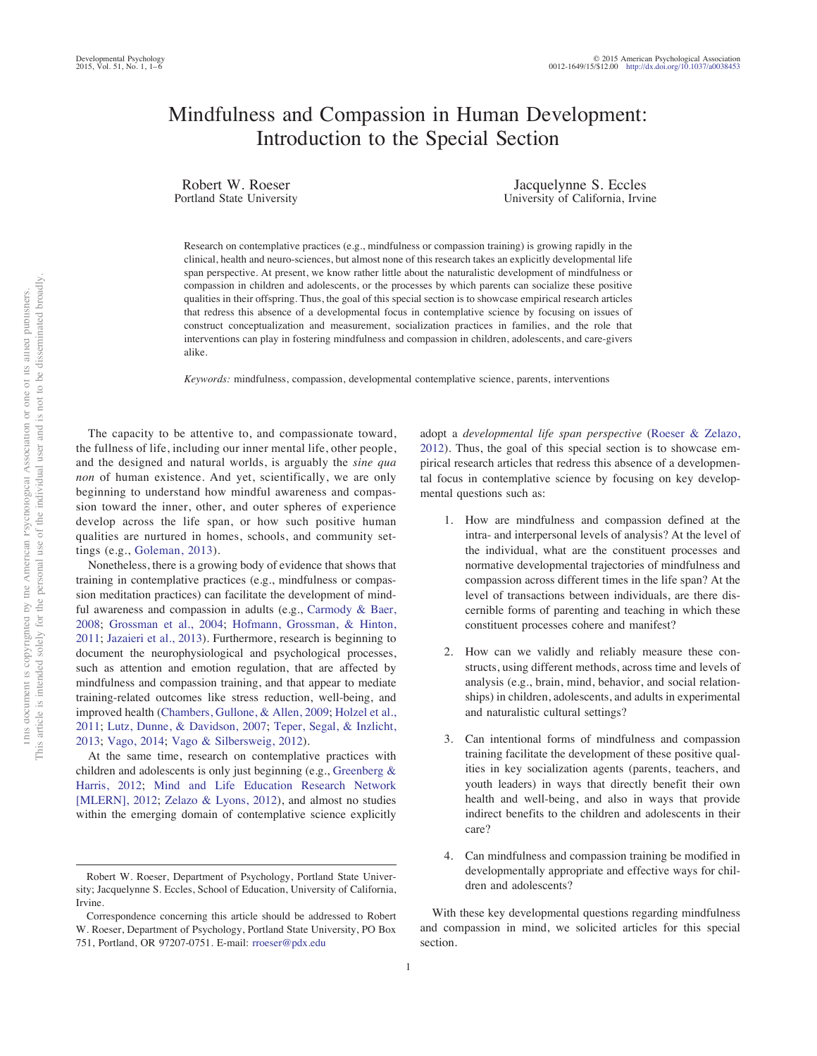# Mindfulness and Compassion in Human Development: Introduction to the Special Section

Robert W. Roeser
Portland State University

Jacquelynne S. Eccles
University of California, Irvine

Research on contemplative practices (e.g., mindfulness or compassion training) is growing rapidly in the clinical, health and neuro-sciences, but almost none of this research takes an explicitly developmental life span perspective. At present, we know rather little about the naturalistic development of mindfulness or compassion in children and adolescents, or the processes by which parents can socialize these positive qualities in their offspring. Thus, the goal of this special section is to showcase empirical research articles that redress this absence of a developmental focus in contemplative science by focusing on issues of construct conceptualization and measurement, socialization practices in families, and the role that interventions can play in fostering mindfulness and compassion in children, adolescents, and care-givers alike.

*Keywords:* mindfulness, compassion, developmental contemplative science, parents, interventions

The capacity to be attentive to, and compassionate toward, the fullness of life, including our inner mental life, other people, and the designed and natural worlds, is arguably the *sine qua non* of human existence. And yet, scientifically, we are only beginning to understand how mindful awareness and compassion toward the inner, other, and outer spheres of experience develop across the life span, or how such positive human qualities are nurtured in homes, schools, and community settings (e.g., Goleman, 2013).

Nonetheless, there is a growing body of evidence that shows that training in contemplative practices (e.g., mindfulness or compassion meditation practices) can facilitate the development of mindful awareness and compassion in adults (e.g., Carmody & Baer, 2008; Grossman et al., 2004; Hofmann, Grossman, & Hinton, 2011; Jazaieri et al., 2013). Furthermore, research is beginning to document the neurophysiological and psychological processes, such as attention and emotion regulation, that are affected by mindfulness and compassion training, and that appear to mediate training-related outcomes like stress reduction, well-being, and improved health (Chambers, Gullone, & Allen, 2009; Holzel et al., 2011; Lutz, Dunne, & Davidson, 2007; Teper, Segal, & Inzlicht, 2013; Vago, 2014; Vago & Silbersweig, 2012).

At the same time, research on contemplative practices with children and adolescents is only just beginning (e.g., Greenberg & Harris, 2012; Mind and Life Education Research Network [MLERN], 2012; Zelazo & Lyons, 2012), and almost no studies within the emerging domain of contemplative science explicitly adopt a *developmental life span perspective* (Roeser & Zelazo, 2012). Thus, the goal of this special section is to showcase empirical research articles that redress this absence of a developmental focus in contemplative science by focusing on key developmental questions such as:

1. How are mindfulness and compassion defined at the intra- and interpersonal levels of analysis? At the level of the individual, what are the constituent processes and normative developmental trajectories of mindfulness and compassion across different times in the life span? At the level of transactions between individuals, are there discernible forms of parenting and teaching in which these constituent processes cohere and manifest?

2. How can we validly and reliably measure these constructs, using different methods, across time and levels of analysis (e.g., brain, mind, behavior, and social relationships) in children, adolescents, and adults in experimental and naturalistic cultural settings?

3. Can intentional forms of mindfulness and compassion training facilitate the development of these positive qualities in key socialization agents (parents, teachers, and youth leaders) in ways that directly benefit their own health and well-being, and also in ways that provide indirect benefits to the children and adolescents in their care?

4. Can mindfulness and compassion training be modified in developmentally appropriate and effective ways for children and adolescents?

With these key developmental questions regarding mindfulness and compassion in mind, we solicited articles for this special section.

Robert W. Roeser, Department of Psychology, Portland State University; Jacquelynne S. Eccles, School of Education, University of California, Irvine.

Correspondence concerning this article should be addressed to Robert W. Roeser, Department of Psychology, Portland State University, PO Box 751, Portland, OR 97207-0751. E-mail: rroeser@pdx.edu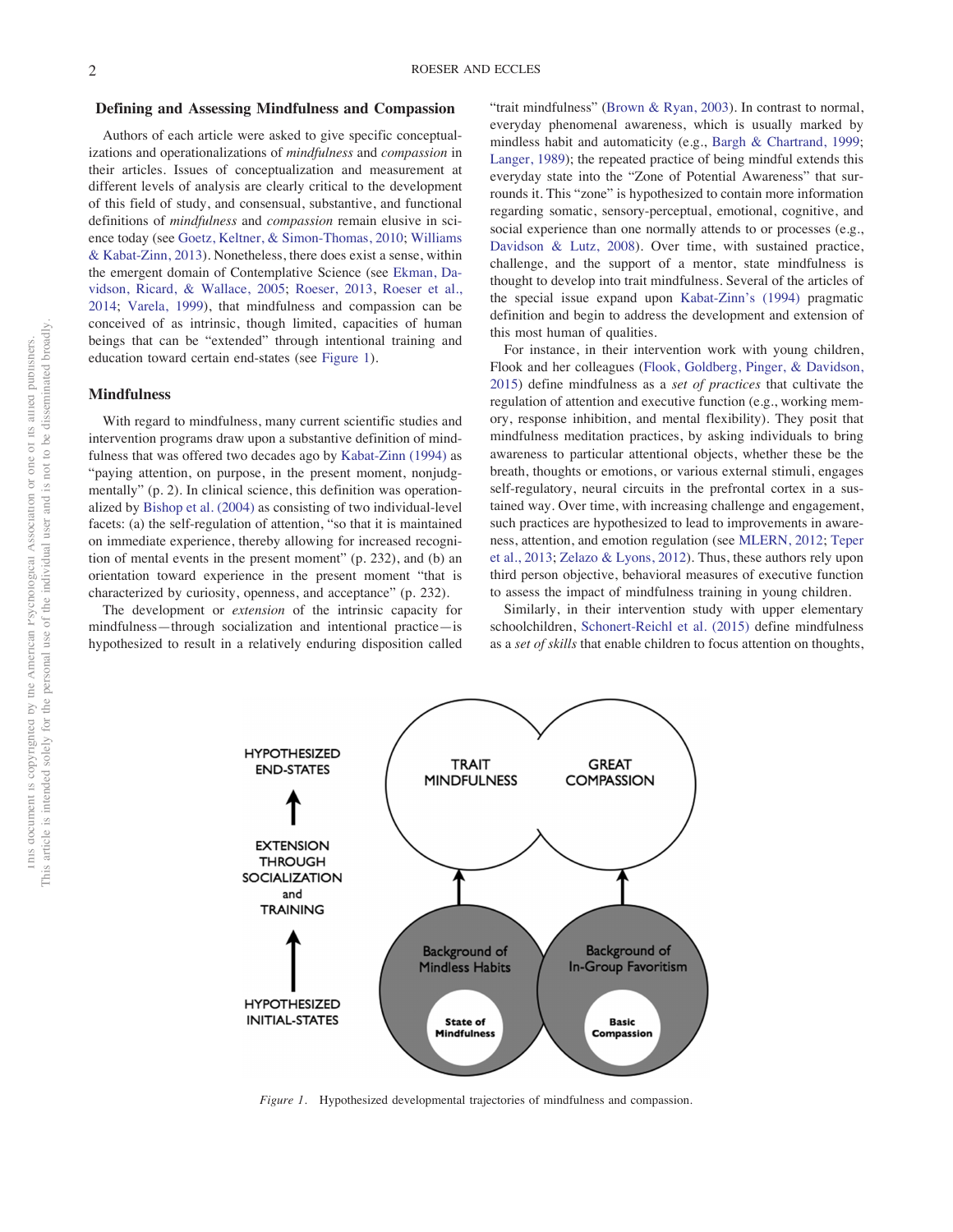## Defining and Assessing Mindfulness and Compassion

Authors of each article were asked to give specific conceptualizations and operationalizations of *mindfulness* and *compassion* in their articles. Issues of conceptualization and measurement at different levels of analysis are clearly critical to the development of this field of study, and consensual, substantive, and functional definitions of *mindfulness* and *compassion* remain elusive in science today (see Goetz, Keltner, & Simon-Thomas, 2010; Williams & Kabat-Zinn, 2013). Nonetheless, there does exist a sense, within the emergent domain of Contemplative Science (see Ekman, Davidson, Ricard, & Wallace, 2005; Roeser, 2013, Roeser et al., 2014; Varela, 1999), that mindfulness and compassion can be conceived of as intrinsic, though limited, capacities of human beings that can be "extended" through intentional training and education toward certain end-states (see Figure 1).

### Mindfulness

With regard to mindfulness, many current scientific studies and intervention programs draw upon a substantive definition of mindfulness that was offered two decades ago by Kabat-Zinn (1994) as "paying attention, on purpose, in the present moment, nonjudgmentally" (p. 2). In clinical science, this definition was operationalized by Bishop et al. (2004) as consisting of two individual-level facets: (a) the self-regulation of attention, "so that it is maintained on immediate experience, thereby allowing for increased recognition of mental events in the present moment" (p. 232), and (b) an orientation toward experience in the present moment "that is characterized by curiosity, openness, and acceptance" (p. 232).

The development or *extension* of the intrinsic capacity for mindfulness—through socialization and intentional practice—is hypothesized to result in a relatively enduring disposition called "trait mindfulness" (Brown & Ryan, 2003). In contrast to normal, everyday phenomenal awareness, which is usually marked by mindless habit and automaticity (e.g., Bargh & Chartrand, 1999; Langer, 1989); the repeated practice of being mindful extends this everyday state into the "Zone of Potential Awareness" that surrounds it. This "zone" is hypothesized to contain more information regarding somatic, sensory-perceptual, emotional, cognitive, and social experience than one normally attends to or processes (e.g., Davidson & Lutz, 2008). Over time, with sustained practice, challenge, and the support of a mentor, state mindfulness is thought to develop into trait mindfulness. Several of the articles of the special issue expand upon Kabat-Zinn's (1994) pragmatic definition and begin to address the development and extension of this most human of qualities.

For instance, in their intervention work with young children, Flook and her colleagues (Flook, Goldberg, Pinger, & Davidson, 2015) define mindfulness as a *set of practices* that cultivate the regulation of attention and executive function (e.g., working memory, response inhibition, and mental flexibility). They posit that mindfulness meditation practices, by asking individuals to bring awareness to particular attentional objects, whether these be the breath, thoughts or emotions, or various external stimuli, engages self-regulatory, neural circuits in the prefrontal cortex in a sustained way. Over time, with increasing challenge and engagement, such practices are hypothesized to lead to improvements in awareness, attention, and emotion regulation (see MLERN, 2012; Teper et al., 2013; Zelazo & Lyons, 2012). Thus, these authors rely upon third person objective, behavioral measures of executive function to assess the impact of mindfulness training in young children.

Similarly, in their intervention study with upper elementary schoolchildren, Schonert-Reichl et al. (2015) define mindfulness as a *set of skills* that enable children to focus attention on thoughts,

HYPOTHESIZED END-STATES: TRAIT MINDFULNESS; GREAT COMPASSION

EXTENSION THROUGH SOCIALIZATION and TRAINING

HYPOTHESIZED INITIAL-STATES: Background of Mindless Habits (State of Mindfulness); Background of In-Group Favoritism (Basic Compassion)

*Figure 1.* Hypothesized developmental trajectories of mindfulness and compassion.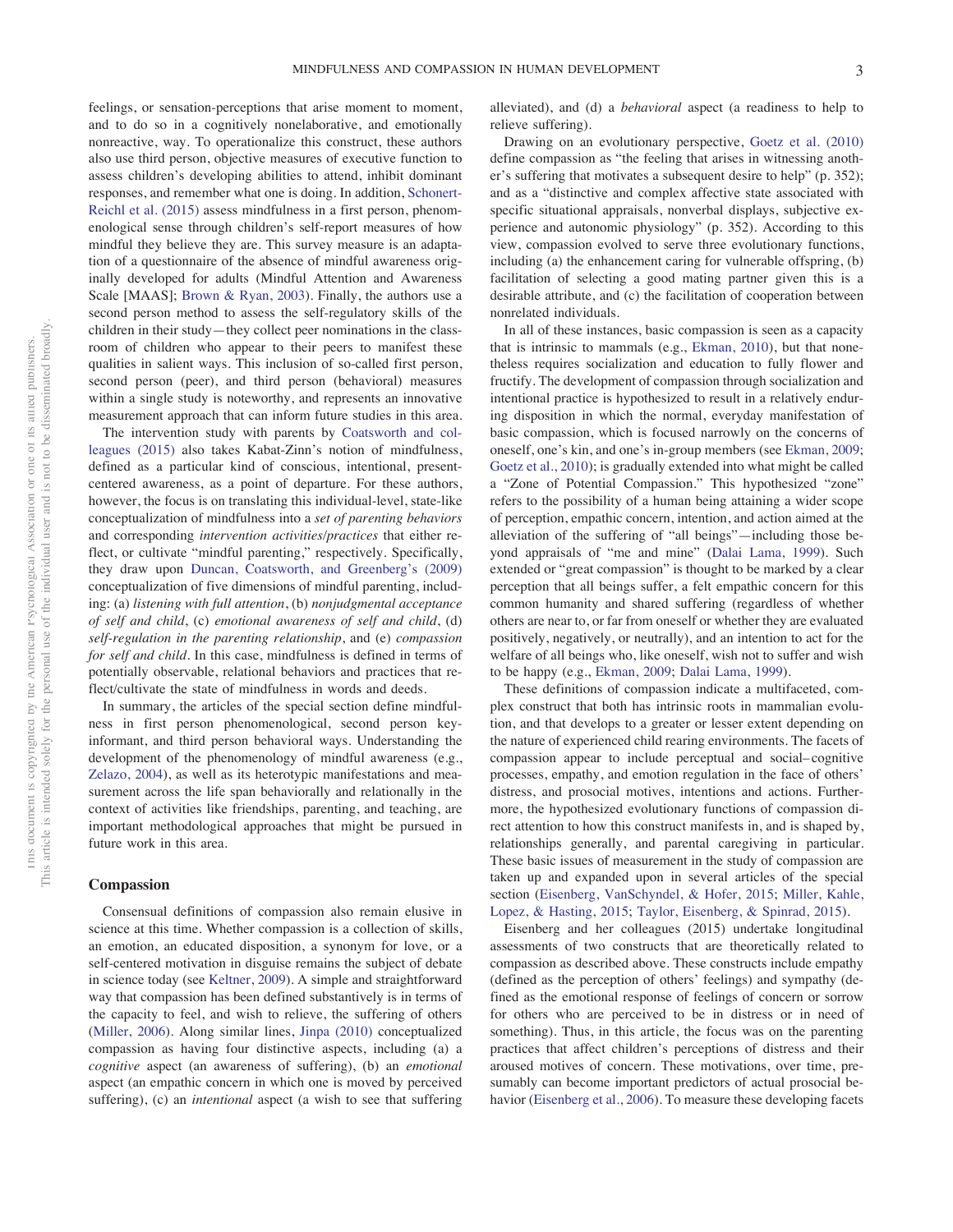feelings, or sensation-perceptions that arise moment to moment, and to do so in a cognitively nonelaborative, and emotionally nonreactive, way. To operationalize this construct, these authors also use third person, objective measures of executive function to assess children's developing abilities to attend, inhibit dominant responses, and remember what one is doing. In addition, Schonert-Reichl et al. (2015) assess mindfulness in a first person, phenomenological sense through children's self-report measures of how mindful they believe they are. This survey measure is an adaptation of a questionnaire of the absence of mindful awareness originally developed for adults (Mindful Attention and Awareness Scale [MAAS]; Brown & Ryan, 2003). Finally, the authors use a second person method to assess the self-regulatory skills of the children in their study—they collect peer nominations in the classroom of children who appear to their peers to manifest these qualities in salient ways. This inclusion of so-called first person, second person (peer), and third person (behavioral) measures within a single study is noteworthy, and represents an innovative measurement approach that can inform future studies in this area.

The intervention study with parents by Coatsworth and colleagues (2015) also takes Kabat-Zinn's notion of mindfulness, defined as a particular kind of conscious, intentional, present-centered awareness, as a point of departure. For these authors, however, the focus is on translating this individual-level, state-like conceptualization of mindfulness into a *set of parenting behaviors* and corresponding *intervention activities*/*practices* that either reflect, or cultivate "mindful parenting," respectively. Specifically, they draw upon Duncan, Coatsworth, and Greenberg's (2009) conceptualization of five dimensions of mindful parenting, including: (a) *listening with full attention*, (b) *nonjudgmental acceptance of self and child*, (c) *emotional awareness of self and child*, (d) *self-regulation in the parenting relationship*, and (e) *compassion for self and child*. In this case, mindfulness is defined in terms of potentially observable, relational behaviors and practices that reflect/cultivate the state of mindfulness in words and deeds.

In summary, the articles of the special section define mindfulness in first person phenomenological, second person key-informant, and third person behavioral ways. Understanding the development of the phenomenology of mindful awareness (e.g., Zelazo, 2004), as well as its heterotypic manifestations and measurement across the life span behaviorally and relationally in the context of activities like friendships, parenting, and teaching, are important methodological approaches that might be pursued in future work in this area.

## Compassion

Consensual definitions of compassion also remain elusive in science at this time. Whether compassion is a collection of skills, an emotion, an educated disposition, a synonym for love, or a self-centered motivation in disguise remains the subject of debate in science today (see Keltner, 2009). A simple and straightforward way that compassion has been defined substantively is in terms of the capacity to feel, and wish to relieve, the suffering of others (Miller, 2006). Along similar lines, Jinpa (2010) conceptualized compassion as having four distinctive aspects, including (a) a *cognitive* aspect (an awareness of suffering), (b) an *emotional* aspect (an empathic concern in which one is moved by perceived suffering), (c) an *intentional* aspect (a wish to see that suffering alleviated), and (d) a *behavioral* aspect (a readiness to help to relieve suffering).

Drawing on an evolutionary perspective, Goetz et al. (2010) define compassion as "the feeling that arises in witnessing another's suffering that motivates a subsequent desire to help" (p. 352); and as a "distinctive and complex affective state associated with specific situational appraisals, nonverbal displays, subjective experience and autonomic physiology" (p. 352). According to this view, compassion evolved to serve three evolutionary functions, including (a) the enhancement caring for vulnerable offspring, (b) facilitation of selecting a good mating partner given this is a desirable attribute, and (c) the facilitation of cooperation between nonrelated individuals.

In all of these instances, basic compassion is seen as a capacity that is intrinsic to mammals (e.g., Ekman, 2010), but that nonetheless requires socialization and education to fully flower and fructify. The development of compassion through socialization and intentional practice is hypothesized to result in a relatively enduring disposition in which the normal, everyday manifestation of basic compassion, which is focused narrowly on the concerns of oneself, one's kin, and one's in-group members (see Ekman, 2009; Goetz et al., 2010); is gradually extended into what might be called a "Zone of Potential Compassion." This hypothesized "zone" refers to the possibility of a human being attaining a wider scope of perception, empathic concern, intention, and action aimed at the alleviation of the suffering of "all beings"—including those beyond appraisals of "me and mine" (Dalai Lama, 1999). Such extended or "great compassion" is thought to be marked by a clear perception that all beings suffer, a felt empathic concern for this common humanity and shared suffering (regardless of whether others are near to, or far from oneself or whether they are evaluated positively, negatively, or neutrally), and an intention to act for the welfare of all beings who, like oneself, wish not to suffer and wish to be happy (e.g., Ekman, 2009; Dalai Lama, 1999).

These definitions of compassion indicate a multifaceted, complex construct that both has intrinsic roots in mammalian evolution, and that develops to a greater or lesser extent depending on the nature of experienced child rearing environments. The facets of compassion appear to include perceptual and social–cognitive processes, empathy, and emotion regulation in the face of others' distress, and prosocial motives, intentions and actions. Furthermore, the hypothesized evolutionary functions of compassion direct attention to how this construct manifests in, and is shaped by, relationships generally, and parental caregiving in particular. These basic issues of measurement in the study of compassion are taken up and expanded upon in several articles of the special section (Eisenberg, VanSchyndel, & Hofer, 2015; Miller, Kahle, Lopez, & Hasting, 2015; Taylor, Eisenberg, & Spinrad, 2015).

Eisenberg and her colleagues (2015) undertake longitudinal assessments of two constructs that are theoretically related to compassion as described above. These constructs include empathy (defined as the perception of others' feelings) and sympathy (defined as the emotional response of feelings of concern or sorrow for others who are perceived to be in distress or in need of something). Thus, in this article, the focus was on the parenting practices that affect children's perceptions of distress and their aroused motives of concern. These motivations, over time, presumably can become important predictors of actual prosocial behavior (Eisenberg et al., 2006). To measure these developing facets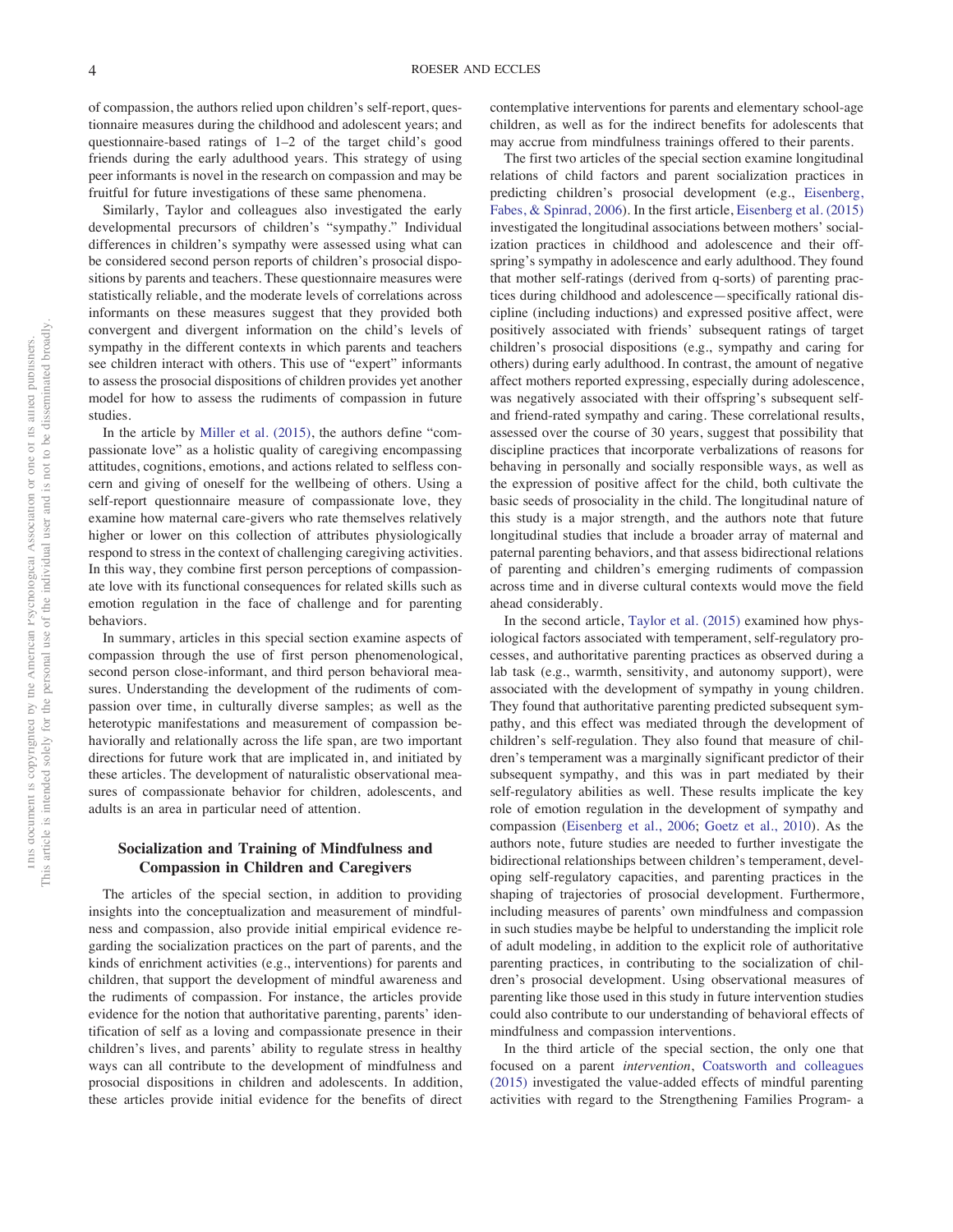of compassion, the authors relied upon children's self-report, questionnaire measures during the childhood and adolescent years; and questionnaire-based ratings of 1–2 of the target child's good friends during the early adulthood years. This strategy of using peer informants is novel in the research on compassion and may be fruitful for future investigations of these same phenomena.

Similarly, Taylor and colleagues also investigated the early developmental precursors of children's "sympathy." Individual differences in children's sympathy were assessed using what can be considered second person reports of children's prosocial dispositions by parents and teachers. These questionnaire measures were statistically reliable, and the moderate levels of correlations across informants on these measures suggest that they provided both convergent and divergent information on the child's levels of sympathy in the different contexts in which parents and teachers see children interact with others. This use of "expert" informants to assess the prosocial dispositions of children provides yet another model for how to assess the rudiments of compassion in future studies.

In the article by Miller et al. (2015), the authors define "compassionate love" as a holistic quality of caregiving encompassing attitudes, cognitions, emotions, and actions related to selfless concern and giving of oneself for the wellbeing of others. Using a self-report questionnaire measure of compassionate love, they examine how maternal care-givers who rate themselves relatively higher or lower on this collection of attributes physiologically respond to stress in the context of challenging caregiving activities. In this way, they combine first person perceptions of compassionate love with its functional consequences for related skills such as emotion regulation in the face of challenge and for parenting behaviors.

In summary, articles in this special section examine aspects of compassion through the use of first person phenomenological, second person close-informant, and third person behavioral measures. Understanding the development of the rudiments of compassion over time, in culturally diverse samples; as well as the heterotypic manifestations and measurement of compassion behaviorally and relationally across the life span, are two important directions for future work that are implicated in, and initiated by these articles. The development of naturalistic observational measures of compassionate behavior for children, adolescents, and adults is an area in particular need of attention.

## Socialization and Training of Mindfulness and Compassion in Children and Caregivers

The articles of the special section, in addition to providing insights into the conceptualization and measurement of mindfulness and compassion, also provide initial empirical evidence regarding the socialization practices on the part of parents, and the kinds of enrichment activities (e.g., interventions) for parents and children, that support the development of mindful awareness and the rudiments of compassion. For instance, the articles provide evidence for the notion that authoritative parenting, parents' identification of self as a loving and compassionate presence in their children's lives, and parents' ability to regulate stress in healthy ways can all contribute to the development of mindfulness and prosocial dispositions in children and adolescents. In addition, these articles provide initial evidence for the benefits of direct contemplative interventions for parents and elementary school-age children, as well as for the indirect benefits for adolescents that may accrue from mindfulness trainings offered to their parents.

The first two articles of the special section examine longitudinal relations of child factors and parent socialization practices in predicting children's prosocial development (e.g., Eisenberg, Fabes, & Spinrad, 2006). In the first article, Eisenberg et al. (2015) investigated the longitudinal associations between mothers' socialization practices in childhood and adolescence and their offspring's sympathy in adolescence and early adulthood. They found that mother self-ratings (derived from q-sorts) of parenting practices during childhood and adolescence—specifically rational discipline (including inductions) and expressed positive affect, were positively associated with friends' subsequent ratings of target children's prosocial dispositions (e.g., sympathy and caring for others) during early adulthood. In contrast, the amount of negative affect mothers reported expressing, especially during adolescence, was negatively associated with their offspring's subsequent self- and friend-rated sympathy and caring. These correlational results, assessed over the course of 30 years, suggest that possibility that discipline practices that incorporate verbalizations of reasons for behaving in personally and socially responsible ways, as well as the expression of positive affect for the child, both cultivate the basic seeds of prosociality in the child. The longitudinal nature of this study is a major strength, and the authors note that future longitudinal studies that include a broader array of maternal and paternal parenting behaviors, and that assess bidirectional relations of parenting and children's emerging rudiments of compassion across time and in diverse cultural contexts would move the field ahead considerably.

In the second article, Taylor et al. (2015) examined how physiological factors associated with temperament, self-regulatory processes, and authoritative parenting practices as observed during a lab task (e.g., warmth, sensitivity, and autonomy support), were associated with the development of sympathy in young children. They found that authoritative parenting predicted subsequent sympathy, and this effect was mediated through the development of children's self-regulation. They also found that measure of children's temperament was a marginally significant predictor of their subsequent sympathy, and this was in part mediated by their self-regulatory abilities as well. These results implicate the key role of emotion regulation in the development of sympathy and compassion (Eisenberg et al., 2006; Goetz et al., 2010). As the authors note, future studies are needed to further investigate the bidirectional relationships between children's temperament, developing self-regulatory capacities, and parenting practices in the shaping of trajectories of prosocial development. Furthermore, including measures of parents' own mindfulness and compassion in such studies maybe be helpful to understanding the implicit role of adult modeling, in addition to the explicit role of authoritative parenting practices, in contributing to the socialization of children's prosocial development. Using observational measures of parenting like those used in this study in future intervention studies could also contribute to our understanding of behavioral effects of mindfulness and compassion interventions.

In the third article of the special section, the only one that focused on a parent *intervention*, Coatsworth and colleagues (2015) investigated the value-added effects of mindful parenting activities with regard to the Strengthening Families Program- a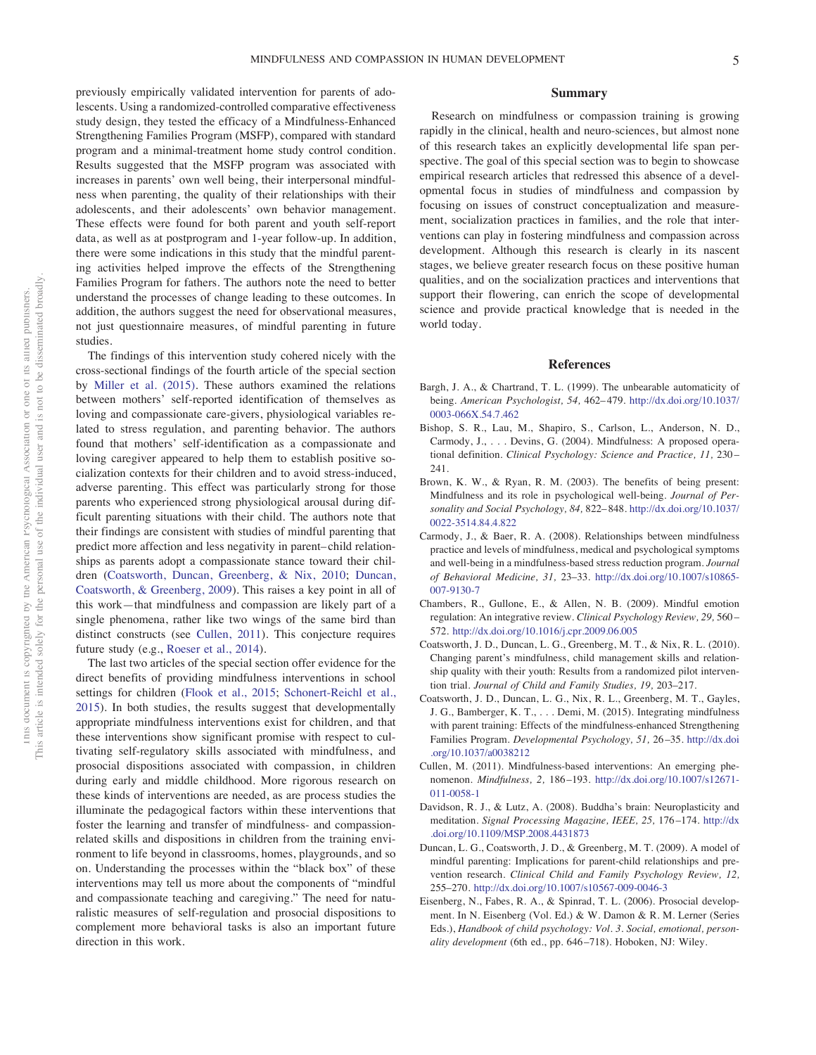previously empirically validated intervention for parents of adolescents. Using a randomized-controlled comparative effectiveness study design, they tested the efficacy of a Mindfulness-Enhanced Strengthening Families Program (MSFP), compared with standard program and a minimal-treatment home study control condition. Results suggested that the MSFP program was associated with increases in parents' own well being, their interpersonal mindfulness when parenting, the quality of their relationships with their adolescents, and their adolescents' own behavior management. These effects were found for both parent and youth self-report data, as well as at postprogram and 1-year follow-up. In addition, there were some indications in this study that the mindful parenting activities helped improve the effects of the Strengthening Families Program for fathers. The authors note the need to better understand the processes of change leading to these outcomes. In addition, the authors suggest the need for observational measures, not just questionnaire measures, of mindful parenting in future studies.

The findings of this intervention study cohered nicely with the cross-sectional findings of the fourth article of the special section by Miller et al. (2015). These authors examined the relations between mothers' self-reported identification of themselves as loving and compassionate care-givers, physiological variables related to stress regulation, and parenting behavior. The authors found that mothers' self-identification as a compassionate and loving caregiver appeared to help them to establish positive socialization contexts for their children and to avoid stress-induced, adverse parenting. This effect was particularly strong for those parents who experienced strong physiological arousal during difficult parenting situations with their child. The authors note that their findings are consistent with studies of mindful parenting that predict more affection and less negativity in parent–child relationships as parents adopt a compassionate stance toward their children (Coatsworth, Duncan, Greenberg, & Nix, 2010; Duncan, Coatsworth, & Greenberg, 2009). This raises a key point in all of this work—that mindfulness and compassion are likely part of a single phenomena, rather like two wings of the same bird than distinct constructs (see Cullen, 2011). This conjecture requires future study (e.g., Roeser et al., 2014).

The last two articles of the special section offer evidence for the direct benefits of providing mindfulness interventions in school settings for children (Flook et al., 2015; Schonert-Reichl et al., 2015). In both studies, the results suggest that developmentally appropriate mindfulness interventions exist for children, and that these interventions show significant promise with respect to cultivating self-regulatory skills associated with mindfulness, and prosocial dispositions associated with compassion, in children during early and middle childhood. More rigorous research on these kinds of interventions are needed, as are process studies the illuminate the pedagogical factors within these interventions that foster the learning and transfer of mindfulness- and compassion-related skills and dispositions in children from the training environment to life beyond in classrooms, homes, playgrounds, and so on. Understanding the processes within the "black box" of these interventions may tell us more about the components of "mindful and compassionate teaching and caregiving." The need for naturalistic measures of self-regulation and prosocial dispositions to complement more behavioral tasks is also an important future direction in this work.

## Summary

Research on mindfulness or compassion training is growing rapidly in the clinical, health and neuro-sciences, but almost none of this research takes an explicitly developmental life span perspective. The goal of this special section was to begin to showcase empirical research articles that redressed this absence of a developmental focus in studies of mindfulness and compassion by focusing on issues of construct conceptualization and measurement, socialization practices in families, and the role that interventions can play in fostering mindfulness and compassion across development. Although this research is clearly in its nascent stages, we believe greater research focus on these positive human qualities, and on the socialization practices and interventions that support their flowering, can enrich the scope of developmental science and provide practical knowledge that is needed in the world today.

## References

Bargh, J. A., & Chartrand, T. L. (1999). The unbearable automaticity of being. *American Psychologist, 54,* 462–479. http://dx.doi.org/10.1037/0003-066X.54.7.462

Bishop, S. R., Lau, M., Shapiro, S., Carlson, L., Anderson, N. D., Carmody, J., . . . Devins, G. (2004). Mindfulness: A proposed operational definition. *Clinical Psychology: Science and Practice, 11,* 230–241.

Brown, K. W., & Ryan, R. M. (2003). The benefits of being present: Mindfulness and its role in psychological well-being. *Journal of Personality and Social Psychology, 84,* 822–848. http://dx.doi.org/10.1037/0022-3514.84.4.822

Carmody, J., & Baer, R. A. (2008). Relationships between mindfulness practice and levels of mindfulness, medical and psychological symptoms and well-being in a mindfulness-based stress reduction program. *Journal of Behavioral Medicine, 31,* 23–33. http://dx.doi.org/10.1007/s10865-007-9130-7

Chambers, R., Gullone, E., & Allen, N. B. (2009). Mindful emotion regulation: An integrative review. *Clinical Psychology Review, 29,* 560–572. http://dx.doi.org/10.1016/j.cpr.2009.06.005

Coatsworth, J. D., Duncan, L. G., Greenberg, M. T., & Nix, R. L. (2010). Changing parent's mindfulness, child management skills and relationship quality with their youth: Results from a randomized pilot intervention trial. *Journal of Child and Family Studies, 19,* 203–217.

Coatsworth, J. D., Duncan, L. G., Nix, R. L., Greenberg, M. T., Gayles, J. G., Bamberger, K. T., . . . Demi, M. (2015). Integrating mindfulness with parent training: Effects of the mindfulness-enhanced Strengthening Families Program. *Developmental Psychology, 51,* 26–35. http://dx.doi.org/10.1037/a0038212

Cullen, M. (2011). Mindfulness-based interventions: An emerging phenomenon. *Mindfulness, 2,* 186–193. http://dx.doi.org/10.1007/s12671-011-0058-1

Davidson, R. J., & Lutz, A. (2008). Buddha's brain: Neuroplasticity and meditation. *Signal Processing Magazine, IEEE, 25,* 176–174. http://dx.doi.org/10.1109/MSP.2008.4431873

Duncan, L. G., Coatsworth, J. D., & Greenberg, M. T. (2009). A model of mindful parenting: Implications for parent-child relationships and prevention research. *Clinical Child and Family Psychology Review, 12,* 255–270. http://dx.doi.org/10.1007/s10567-009-0046-3

Eisenberg, N., Fabes, R. A., & Spinrad, T. L. (2006). Prosocial development. In N. Eisenberg (Vol. Ed.) & W. Damon & R. M. Lerner (Series Eds.), *Handbook of child psychology: Vol. 3. Social, emotional, personality development* (6th ed., pp. 646–718). Hoboken, NJ: Wiley.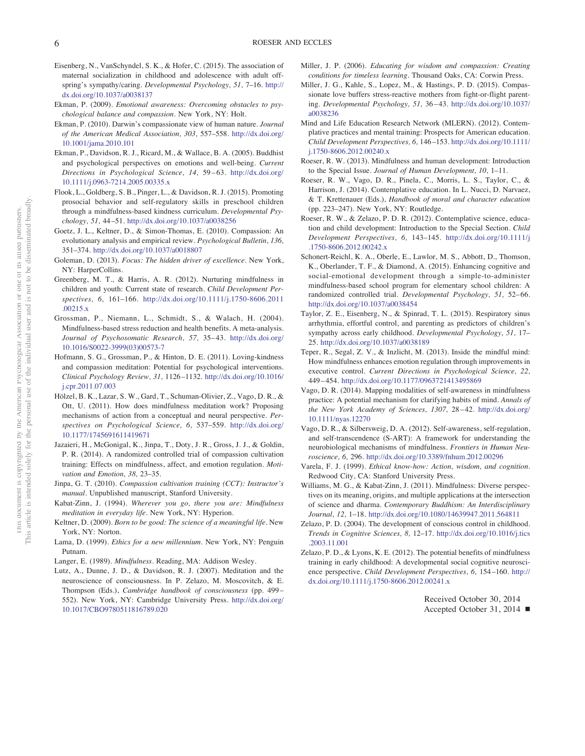Eisenberg, N., VanSchyndel, S. K., & Hofer, C. (2015). The association of maternal socialization in childhood and adolescence with adult offspring's sympathy/caring. *Developmental Psychology, 51,* 7–16. http://dx.doi.org/10.1037/a0038137

Ekman, P. (2009). *Emotional awareness: Overcoming obstacles to psychological balance and compassion*. New York, NY: Holt.

Ekman, P. (2010). Darwin's compassionate view of human nature. *Journal of the American Medical Association, 303,* 557–558. http://dx.doi.org/10.1001/jama.2010.101

Ekman, P., Davidson, R. J., Ricard, M., & Wallace, B. A. (2005). Buddhist and psychological perspectives on emotions and well-being. *Current Directions in Psychological Science, 14,* 59–63. http://dx.doi.org/10.1111/j.0963-7214.2005.00335.x

Flook, L., Goldberg, S. B., Pinger, L., & Davidson, R. J. (2015). Promoting prosocial behavior and self-regulatory skills in preschool children through a mindfulness-based kindness curriculum. *Developmental Psychology, 51,* 44–51. http://dx.doi.org/10.1037/a0038256

Goetz, J. L., Keltner, D., & Simon-Thomas, E. (2010). Compassion: An evolutionary analysis and empirical review. *Psychological Bulletin, 136,* 351–374. http://dx.doi.org/10.1037/a0018807

Goleman, D. (2013). *Focus: The hidden driver of excellence*. New York, NY: HarperCollins.

Greenberg, M. T., & Harris, A. R. (2012). Nurturing mindfulness in children and youth: Current state of research. *Child Development Perspectives, 6,* 161–166. http://dx.doi.org/10.1111/j.1750-8606.2011.00215.x

Grossman, P., Niemann, L., Schmidt, S., & Walach, H. (2004). Mindfulness-based stress reduction and health benefits. A meta-analysis. *Journal of Psychosomatic Research, 57,* 35–43. http://dx.doi.org/10.1016/S0022-3999(03)00573-7

Hofmann, S. G., Grossman, P., & Hinton, D. E. (2011). Loving-kindness and compassion meditation: Potential for psychological interventions. *Clinical Psychology Review, 31,* 1126–1132. http://dx.doi.org/10.1016/j.cpr.2011.07.003

Hölzel, B. K., Lazar, S. W., Gard, T., Schuman-Olivier, Z., Vago, D. R., & Ott, U. (2011). How does mindfulness meditation work? Proposing mechanisms of action from a conceptual and neural perspective. *Perspectives on Psychological Science, 6,* 537–559. http://dx.doi.org/10.1177/1745691611419671

Jazaieri, H., McGonigal, K., Jinpa, T., Doty, J. R., Gross, J. J., & Goldin, P. R. (2014). A randomized controlled trial of compassion cultivation training: Effects on mindfulness, affect, and emotion regulation. *Motivation and Emotion, 38,* 23–35.

Jinpa, G. T. (2010). *Compassion cultivation training (CCT): Instructor's manual*. Unpublished manuscript, Stanford University.

Kabat-Zinn, J. (1994). *Wherever you go, there you are: Mindfulness meditation in everyday life*. New York, NY: Hyperion.

Keltner, D. (2009). *Born to be good: The science of a meaningful life*. New York, NY: Norton.

Lama, D. (1999). *Ethics for a new millennium*. New York, NY: Penguin Putnam.

Langer, E. (1989). *Mindfulness*. Reading, MA: Addison Wesley.

Lutz, A., Dunne, J. D., & Davidson, R. J. (2007). Meditation and the neuroscience of consciousness. In P. Zelazo, M. Moscovitch, & E. Thompson (Eds.), *Cambridge handbook of consciousness* (pp. 499–552). New York, NY: Cambridge University Press. http://dx.doi.org/10.1017/CBO9780511816789.020

Miller, J. P. (2006). *Educating for wisdom and compassion: Creating conditions for timeless learning*. Thousand Oaks, CA: Corwin Press.

Miller, J. G., Kahle, S., Lopez, M., & Hastings, P. D. (2015). Compassionate love buffers stress-reactive mothers from fight-or-flight parenting. *Developmental Psychology, 51,* 36–43. http://dx.doi.org/10.1037/a0038236

Mind and Life Education Research Network (MLERN). (2012). Contemplative practices and mental training: Prospects for American education. *Child Development Perspectives, 6,* 146–153. http://dx.doi.org/10.1111/j.1750-8606.2012.00240.x

Roeser, R. W. (2013). Mindfulness and human development: Introduction to the Special Issue. *Journal of Human Development, 10,* 1–11.

Roeser, R. W., Vago, D. R., Pinela, C., Morris, L. S., Taylor, C., & Harrison, J. (2014). Contemplative education. In L. Nucci, D. Narvaez, & T. Krettenauer (Eds.), *Handbook of moral and character education* (pp. 223–247). New York, NY: Routledge.

Roeser, R. W., & Zelazo, P. D. R. (2012). Contemplative science, education and child development: Introduction to the Special Section. *Child Development Perspectives, 6,* 143–145. http://dx.doi.org/10.1111/j.1750-8606.2012.00242.x

Schonert-Reichl, K. A., Oberle, E., Lawlor, M. S., Abbott, D., Thomson, K., Oberlander, T. F., & Diamond, A. (2015). Enhancing cognitive and social-emotional development through a simple-to-administer mindfulness-based school program for elementary school children: A randomized controlled trial. *Developmental Psychology, 51,* 52–66. http://dx.doi.org/10.1037/a0038454

Taylor, Z. E., Eisenberg, N., & Spinrad, T. L. (2015). Respiratory sinus arrhythmia, effortful control, and parenting as predictors of children's sympathy across early childhood. *Developmental Psychology, 51,* 17–25. http://dx.doi.org/10.1037/a0038189

Teper, R., Segal, Z. V., & Inzlicht, M. (2013). Inside the mindful mind: How mindfulness enhances emotion regulation through improvements in executive control. *Current Directions in Psychological Science, 22,* 449–454. http://dx.doi.org/10.1177/0963721413495869

Vago, D. R. (2014). Mapping modalities of self-awareness in mindfulness practice: A potential mechanism for clarifying habits of mind. *Annals of the New York Academy of Sciences, 1307,* 28–42. http://dx.doi.org/10.1111/nyas.12270

Vago, D. R., & Silbersweig, D. A. (2012). Self-awareness, self-regulation, and self-transcendence (S-ART): A framework for understanding the neurobiological mechanisms of mindfulness. *Frontiers in Human Neuroscience, 6,* 296. http://dx.doi.org/10.3389/fnhum.2012.00296

Varela, F. J. (1999). *Ethical know-how: Action, wisdom, and cognition*. Redwood City, CA: Stanford University Press.

Williams, M. G., & Kabat-Zinn, J. (2011). Mindfulness: Diverse perspectives on its meaning, origins, and multiple applications at the intersection of science and dharma. *Contemporary Buddhism: An Interdisciplinary Journal, 12,* 1–18. http://dx.doi.org/10.1080/14639947.2011.564811

Zelazo, P. D. (2004). The development of conscious control in childhood. *Trends in Cognitive Sciences, 8,* 12–17. http://dx.doi.org/10.1016/j.tics.2003.11.001

Zelazo, P. D., & Lyons, K. E. (2012). The potential benefits of mindfulness training in early childhood: A developmental social cognitive neuroscience perspective. *Child Development Perspectives, 6,* 154–160. http://dx.doi.org/10.1111/j.1750-8606.2012.00241.x

Received October 30, 2014
Accepted October 31, 2014 ■